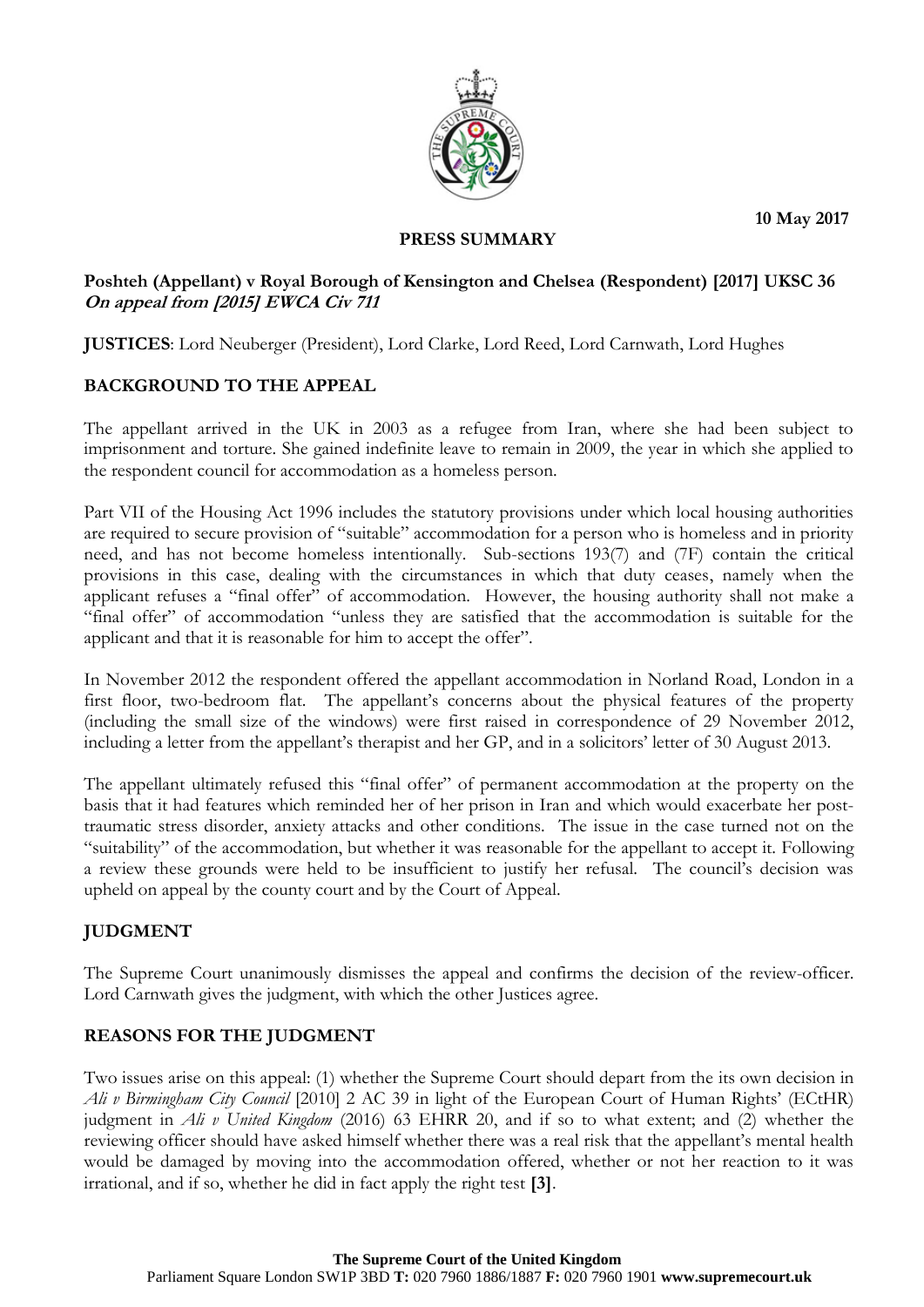10 May 2017

**PRESS SUMMARY**

**Poshteh (Appellant) v Royal Borough of Kensington and Chelsea (Respondent) [2017] UKSC 36**
***On appeal from [2015] EWCA Civ 711***

**JUSTICES**: Lord Neuberger (President), Lord Clarke, Lord Reed, Lord Carnwath, Lord Hughes

## BACKGROUND TO THE APPEAL

The appellant arrived in the UK in 2003 as a refugee from Iran, where she had been subject to imprisonment and torture. She gained indefinite leave to remain in 2009, the year in which she applied to the respondent council for accommodation as a homeless person.

Part VII of the Housing Act 1996 includes the statutory provisions under which local housing authorities are required to secure provision of "suitable" accommodation for a person who is homeless and in priority need, and has not become homeless intentionally. Sub-sections 193(7) and (7F) contain the critical provisions in this case, dealing with the circumstances in which that duty ceases, namely when the applicant refuses a "final offer" of accommodation. However, the housing authority shall not make a "final offer" of accommodation "unless they are satisfied that the accommodation is suitable for the applicant and that it is reasonable for him to accept the offer".

In November 2012 the respondent offered the appellant accommodation in Norland Road, London in a first floor, two-bedroom flat. The appellant's concerns about the physical features of the property (including the small size of the windows) were first raised in correspondence of 29 November 2012, including a letter from the appellant's therapist and her GP, and in a solicitors' letter of 30 August 2013.

The appellant ultimately refused this "final offer" of permanent accommodation at the property on the basis that it had features which reminded her of her prison in Iran and which would exacerbate her post-traumatic stress disorder, anxiety attacks and other conditions. The issue in the case turned not on the "suitability" of the accommodation, but whether it was reasonable for the appellant to accept it. Following a review these grounds were held to be insufficient to justify her refusal. The council's decision was upheld on appeal by the county court and by the Court of Appeal.

## JUDGMENT

The Supreme Court unanimously dismisses the appeal and confirms the decision of the review-officer. Lord Carnwath gives the judgment, with which the other Justices agree.

## REASONS FOR THE JUDGMENT

Two issues arise on this appeal: (1) whether the Supreme Court should depart from the its own decision in *Ali v Birmingham City Council* [2010] 2 AC 39 in light of the European Court of Human Rights' (ECtHR) judgment in *Ali v United Kingdom* (2016) 63 EHRR 20, and if so to what extent; and (2) whether the reviewing officer should have asked himself whether there was a real risk that the appellant's mental health would be damaged by moving into the accommodation offered, whether or not her reaction to it was irrational, and if so, whether he did in fact apply the right test **[3]**.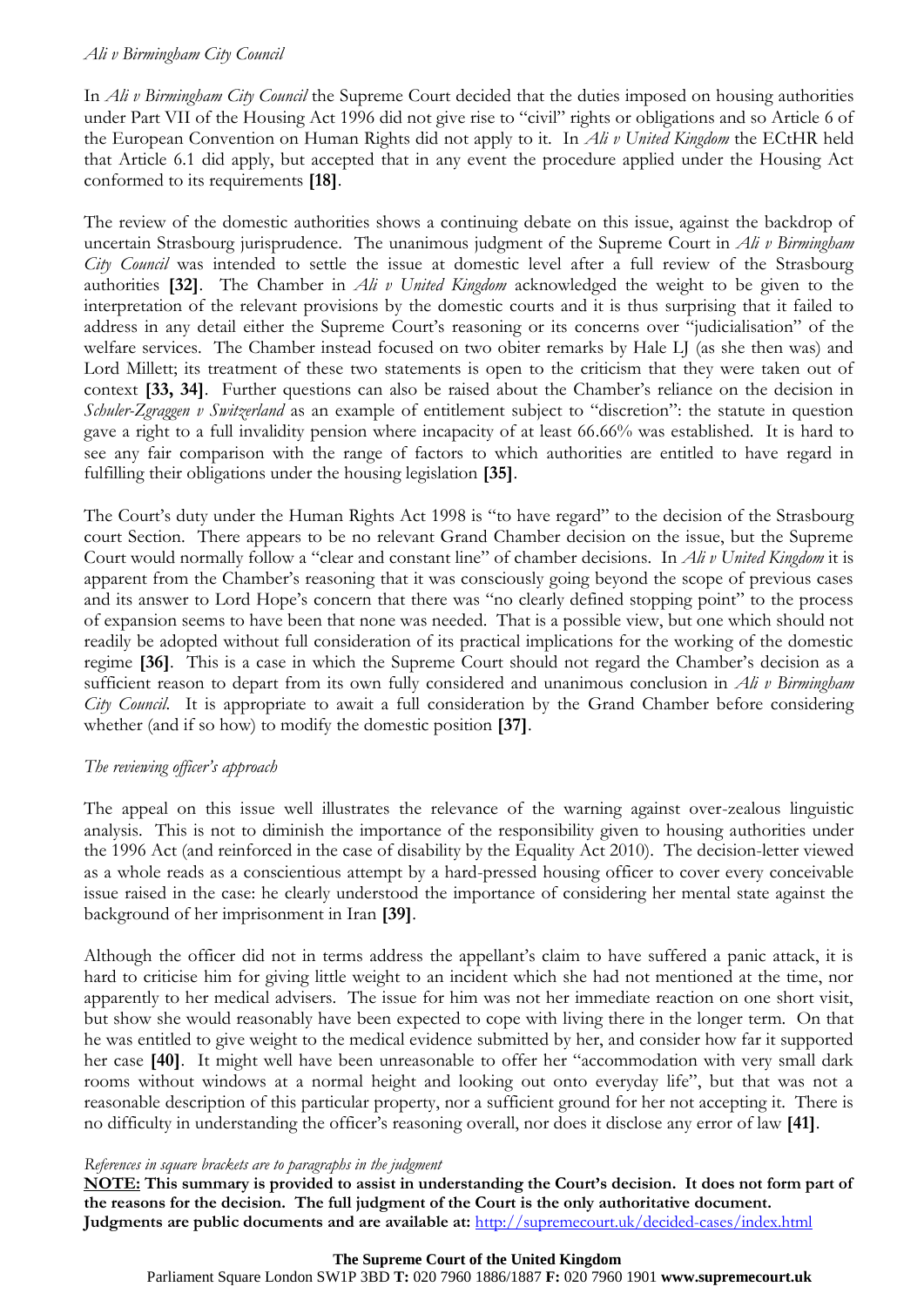*Ali v Birmingham City Council*

In *Ali v Birmingham City Council* the Supreme Court decided that the duties imposed on housing authorities under Part VII of the Housing Act 1996 did not give rise to "civil" rights or obligations and so Article 6 of the European Convention on Human Rights did not apply to it. In *Ali v United Kingdom* the ECtHR held that Article 6.1 did apply, but accepted that in any event the procedure applied under the Housing Act conformed to its requirements **[18]**.

The review of the domestic authorities shows a continuing debate on this issue, against the backdrop of uncertain Strasbourg jurisprudence. The unanimous judgment of the Supreme Court in *Ali v Birmingham City Council* was intended to settle the issue at domestic level after a full review of the Strasbourg authorities **[32]**. The Chamber in *Ali v United Kingdom* acknowledged the weight to be given to the interpretation of the relevant provisions by the domestic courts and it is thus surprising that it failed to address in any detail either the Supreme Court's reasoning or its concerns over "judicialisation" of the welfare services. The Chamber instead focused on two obiter remarks by Hale LJ (as she then was) and Lord Millett; its treatment of these two statements is open to the criticism that they were taken out of context **[33, 34]**. Further questions can also be raised about the Chamber's reliance on the decision in *Schuler-Zgraggen v Switzerland* as an example of entitlement subject to "discretion": the statute in question gave a right to a full invalidity pension where incapacity of at least 66.66% was established. It is hard to see any fair comparison with the range of factors to which authorities are entitled to have regard in fulfilling their obligations under the housing legislation **[35]**.

The Court's duty under the Human Rights Act 1998 is "to have regard" to the decision of the Strasbourg court Section. There appears to be no relevant Grand Chamber decision on the issue, but the Supreme Court would normally follow a "clear and constant line" of chamber decisions. In *Ali v United Kingdom* it is apparent from the Chamber's reasoning that it was consciously going beyond the scope of previous cases and its answer to Lord Hope's concern that there was "no clearly defined stopping point" to the process of expansion seems to have been that none was needed. That is a possible view, but one which should not readily be adopted without full consideration of its practical implications for the working of the domestic regime **[36]**. This is a case in which the Supreme Court should not regard the Chamber's decision as a sufficient reason to depart from its own fully considered and unanimous conclusion in *Ali v Birmingham City Council*. It is appropriate to await a full consideration by the Grand Chamber before considering whether (and if so how) to modify the domestic position **[37]**.

*The reviewing officer's approach*

The appeal on this issue well illustrates the relevance of the warning against over-zealous linguistic analysis. This is not to diminish the importance of the responsibility given to housing authorities under the 1996 Act (and reinforced in the case of disability by the Equality Act 2010). The decision-letter viewed as a whole reads as a conscientious attempt by a hard-pressed housing officer to cover every conceivable issue raised in the case: he clearly understood the importance of considering her mental state against the background of her imprisonment in Iran **[39]**.

Although the officer did not in terms address the appellant's claim to have suffered a panic attack, it is hard to criticise him for giving little weight to an incident which she had not mentioned at the time, nor apparently to her medical advisers. The issue for him was not her immediate reaction on one short visit, but show she would reasonably have been expected to cope with living there in the longer term. On that he was entitled to give weight to the medical evidence submitted by her, and consider how far it supported her case **[40]**. It might well have been unreasonable to offer her "accommodation with very small dark rooms without windows at a normal height and looking out onto everyday life", but that was not a reasonable description of this particular property, nor a sufficient ground for her not accepting it. There is no difficulty in understanding the officer's reasoning overall, nor does it disclose any error of law **[41]**.

*References in square brackets are to paragraphs in the judgment*

**NOTE: This summary is provided to assist in understanding the Court's decision. It does not form part of the reasons for the decision. The full judgment of the Court is the only authoritative document. Judgments are public documents and are available at:** http://supremecourt.uk/decided-cases/index.html

**The Supreme Court of the United Kingdom**
Parliament Square London SW1P 3BD **T:** 020 7960 1886/1887 **F:** 020 7960 1901 **www.supremecourt.uk**